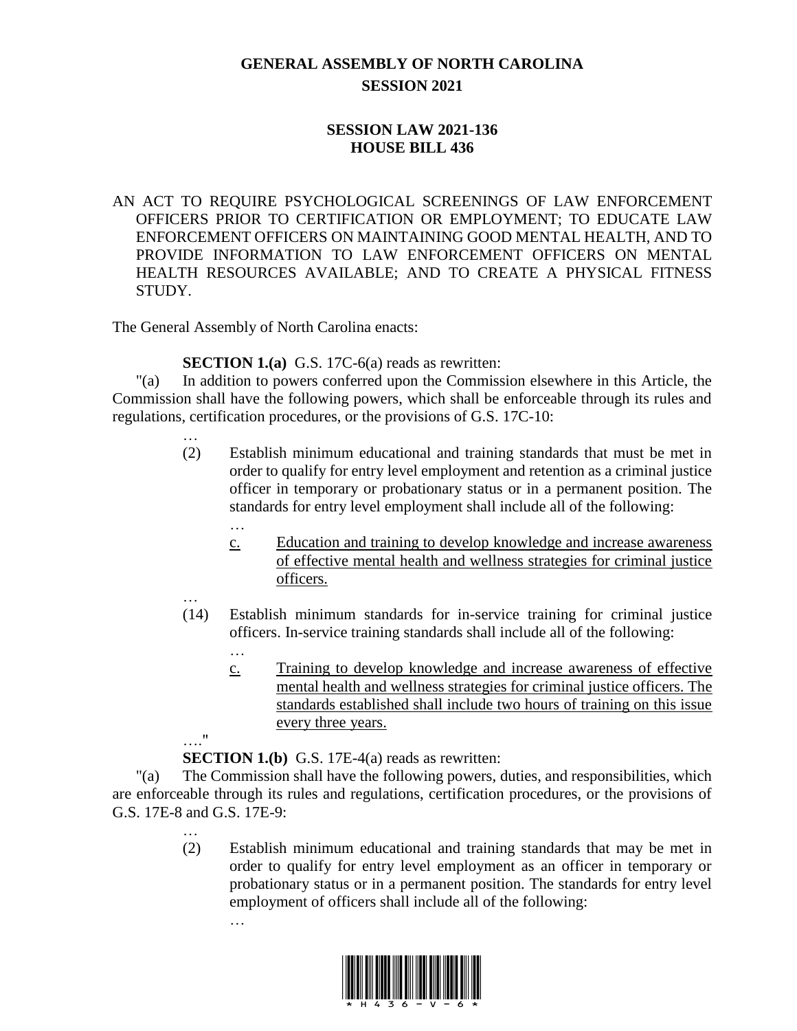# GENERAL ASSEMBLY OF NORTH CAROLINA
## SESSION 2021

## SESSION LAW 2021-136
## HOUSE BILL 436

AN ACT TO REQUIRE PSYCHOLOGICAL SCREENINGS OF LAW ENFORCEMENT OFFICERS PRIOR TO CERTIFICATION OR EMPLOYMENT; TO EDUCATE LAW ENFORCEMENT OFFICERS ON MAINTAINING GOOD MENTAL HEALTH, AND TO PROVIDE INFORMATION TO LAW ENFORCEMENT OFFICERS ON MENTAL HEALTH RESOURCES AVAILABLE; AND TO CREATE A PHYSICAL FITNESS STUDY.

The General Assembly of North Carolina enacts:

**SECTION 1.(a)** G.S. 17C-6(a) reads as rewritten:

"(a) In addition to powers conferred upon the Commission elsewhere in this Article, the Commission shall have the following powers, which shall be enforceable through its rules and regulations, certification procedures, or the provisions of G.S. 17C-10:

…

(2) Establish minimum educational and training standards that must be met in order to qualify for entry level employment and retention as a criminal justice officer in temporary or probationary status or in a permanent position. The standards for entry level employment shall include all of the following:

…

<u>c.</u> <u>Education and training to develop knowledge and increase awareness of effective mental health and wellness strategies for criminal justice officers.</u>

…

(14) Establish minimum standards for in-service training for criminal justice officers. In-service training standards shall include all of the following:

…

<u>c.</u> <u>Training to develop knowledge and increase awareness of effective mental health and wellness strategies for criminal justice officers. The standards established shall include two hours of training on this issue every three years.</u>

…."

**SECTION 1.(b)** G.S. 17E-4(a) reads as rewritten:

"(a) The Commission shall have the following powers, duties, and responsibilities, which are enforceable through its rules and regulations, certification procedures, or the provisions of G.S. 17E-8 and G.S. 17E-9:

…

(2) Establish minimum educational and training standards that may be met in order to qualify for entry level employment as an officer in temporary or probationary status or in a permanent position. The standards for entry level employment of officers shall include all of the following:

…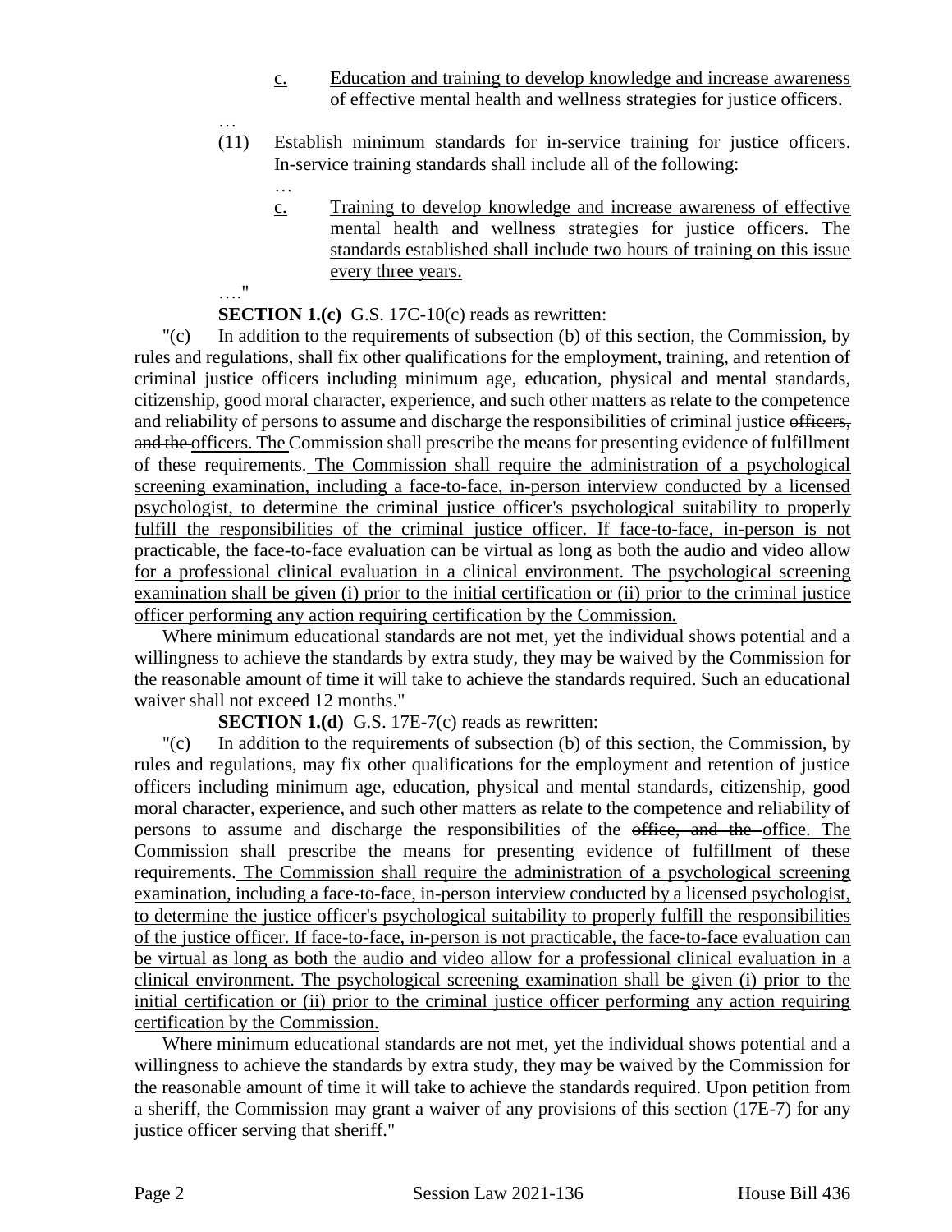c. Education and training to develop knowledge and increase awareness of effective mental health and wellness strategies for justice officers.

…

(11) Establish minimum standards for in-service training for justice officers. In-service training standards shall include all of the following:

…

c. Training to develop knowledge and increase awareness of effective mental health and wellness strategies for justice officers. The standards established shall include two hours of training on this issue every three years.

…."

**SECTION 1.(c)** G.S. 17C-10(c) reads as rewritten:

"(c) In addition to the requirements of subsection (b) of this section, the Commission, by rules and regulations, shall fix other qualifications for the employment, training, and retention of criminal justice officers including minimum age, education, physical and mental standards, citizenship, good moral character, experience, and such other matters as relate to the competence and reliability of persons to assume and discharge the responsibilities of criminal justice ~~officers, and the~~ officers. The Commission shall prescribe the means for presenting evidence of fulfillment of these requirements. The Commission shall require the administration of a psychological screening examination, including a face-to-face, in-person interview conducted by a licensed psychologist, to determine the criminal justice officer's psychological suitability to properly fulfill the responsibilities of the criminal justice officer. If face-to-face, in-person is not practicable, the face-to-face evaluation can be virtual as long as both the audio and video allow for a professional clinical evaluation in a clinical environment. The psychological screening examination shall be given (i) prior to the initial certification or (ii) prior to the criminal justice officer performing any action requiring certification by the Commission.

Where minimum educational standards are not met, yet the individual shows potential and a willingness to achieve the standards by extra study, they may be waived by the Commission for the reasonable amount of time it will take to achieve the standards required. Such an educational waiver shall not exceed 12 months."

**SECTION 1.(d)** G.S. 17E-7(c) reads as rewritten:

"(c) In addition to the requirements of subsection (b) of this section, the Commission, by rules and regulations, may fix other qualifications for the employment and retention of justice officers including minimum age, education, physical and mental standards, citizenship, good moral character, experience, and such other matters as relate to the competence and reliability of persons to assume and discharge the responsibilities of the ~~office, and the~~ office. The Commission shall prescribe the means for presenting evidence of fulfillment of these requirements. The Commission shall require the administration of a psychological screening examination, including a face-to-face, in-person interview conducted by a licensed psychologist, to determine the justice officer's psychological suitability to properly fulfill the responsibilities of the justice officer. If face-to-face, in-person is not practicable, the face-to-face evaluation can be virtual as long as both the audio and video allow for a professional clinical evaluation in a clinical environment. The psychological screening examination shall be given (i) prior to the initial certification or (ii) prior to the criminal justice officer performing any action requiring certification by the Commission.

Where minimum educational standards are not met, yet the individual shows potential and a willingness to achieve the standards by extra study, they may be waived by the Commission for the reasonable amount of time it will take to achieve the standards required. Upon petition from a sheriff, the Commission may grant a waiver of any provisions of this section (17E-7) for any justice officer serving that sheriff."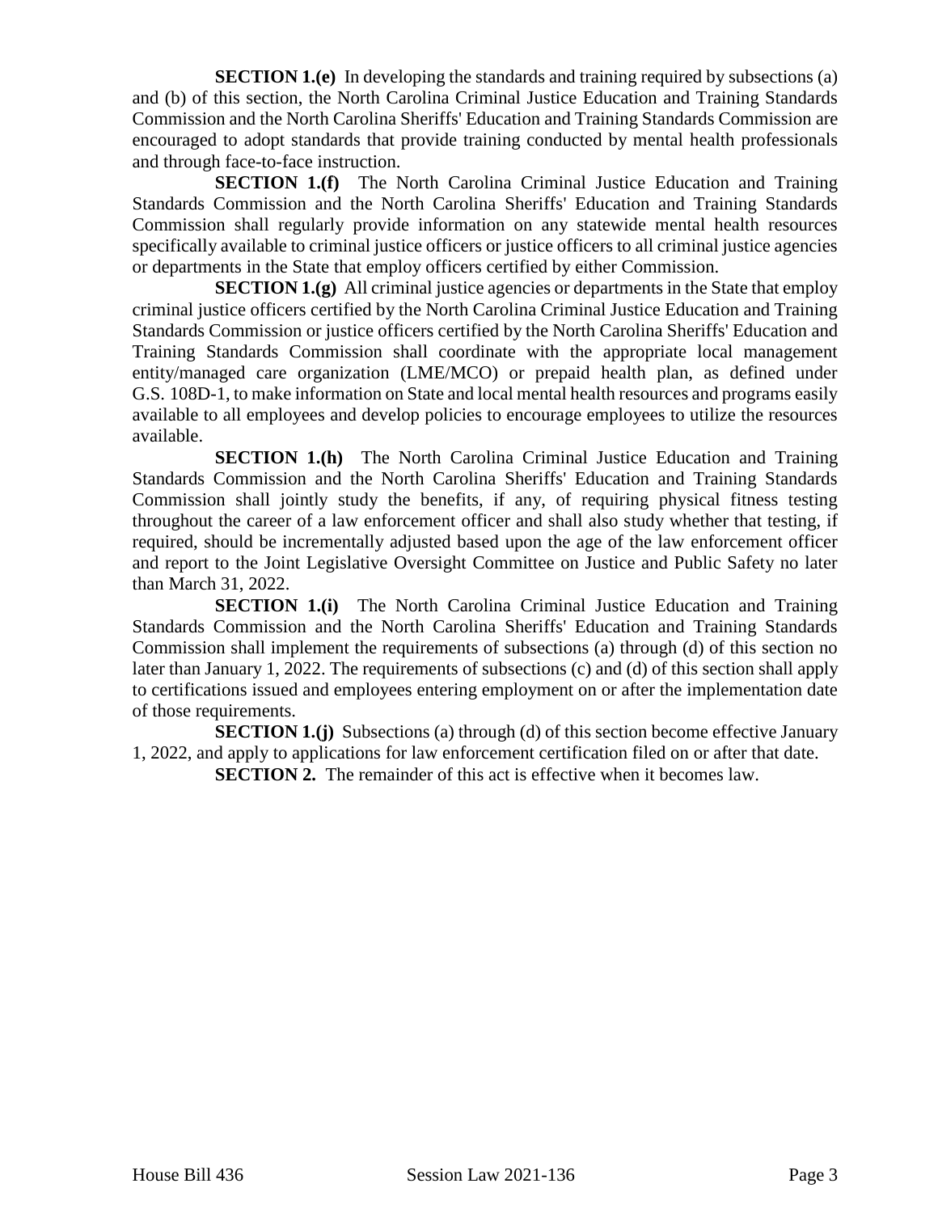**SECTION 1.(e)** In developing the standards and training required by subsections (a) and (b) of this section, the North Carolina Criminal Justice Education and Training Standards Commission and the North Carolina Sheriffs' Education and Training Standards Commission are encouraged to adopt standards that provide training conducted by mental health professionals and through face-to-face instruction.

**SECTION 1.(f)** The North Carolina Criminal Justice Education and Training Standards Commission and the North Carolina Sheriffs' Education and Training Standards Commission shall regularly provide information on any statewide mental health resources specifically available to criminal justice officers or justice officers to all criminal justice agencies or departments in the State that employ officers certified by either Commission.

**SECTION 1.(g)** All criminal justice agencies or departments in the State that employ criminal justice officers certified by the North Carolina Criminal Justice Education and Training Standards Commission or justice officers certified by the North Carolina Sheriffs' Education and Training Standards Commission shall coordinate with the appropriate local management entity/managed care organization (LME/MCO) or prepaid health plan, as defined under G.S. 108D-1, to make information on State and local mental health resources and programs easily available to all employees and develop policies to encourage employees to utilize the resources available.

**SECTION 1.(h)** The North Carolina Criminal Justice Education and Training Standards Commission and the North Carolina Sheriffs' Education and Training Standards Commission shall jointly study the benefits, if any, of requiring physical fitness testing throughout the career of a law enforcement officer and shall also study whether that testing, if required, should be incrementally adjusted based upon the age of the law enforcement officer and report to the Joint Legislative Oversight Committee on Justice and Public Safety no later than March 31, 2022.

**SECTION 1.(i)** The North Carolina Criminal Justice Education and Training Standards Commission and the North Carolina Sheriffs' Education and Training Standards Commission shall implement the requirements of subsections (a) through (d) of this section no later than January 1, 2022. The requirements of subsections (c) and (d) of this section shall apply to certifications issued and employees entering employment on or after the implementation date of those requirements.

**SECTION 1.(j)** Subsections (a) through (d) of this section become effective January 1, 2022, and apply to applications for law enforcement certification filed on or after that date.

**SECTION 2.** The remainder of this act is effective when it becomes law.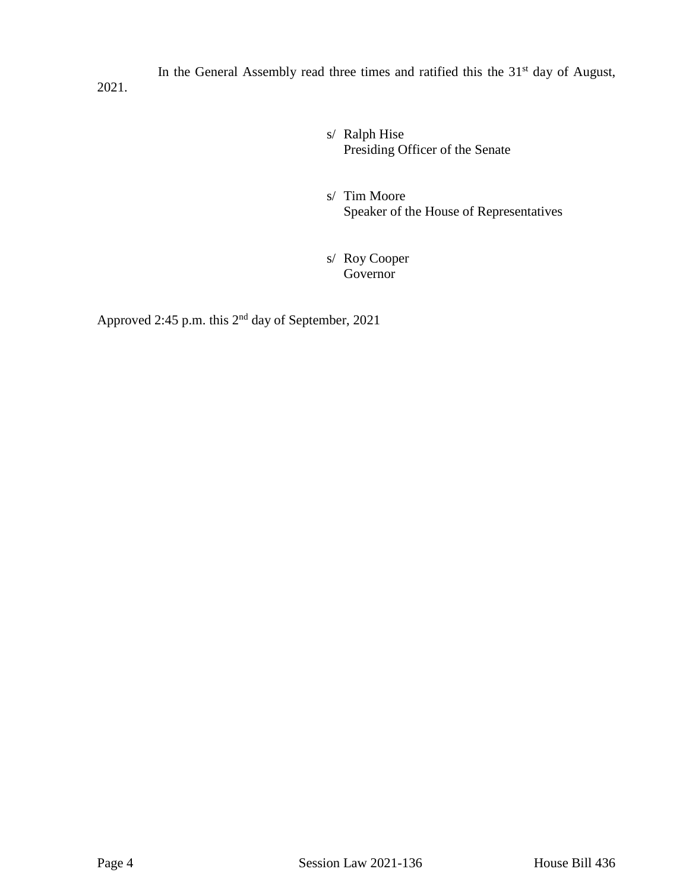In the General Assembly read three times and ratified this the 31st day of August, 2021.

s/ Ralph Hise
Presiding Officer of the Senate

s/ Tim Moore
Speaker of the House of Representatives

s/ Roy Cooper
Governor

Approved 2:45 p.m. this 2nd day of September, 2021